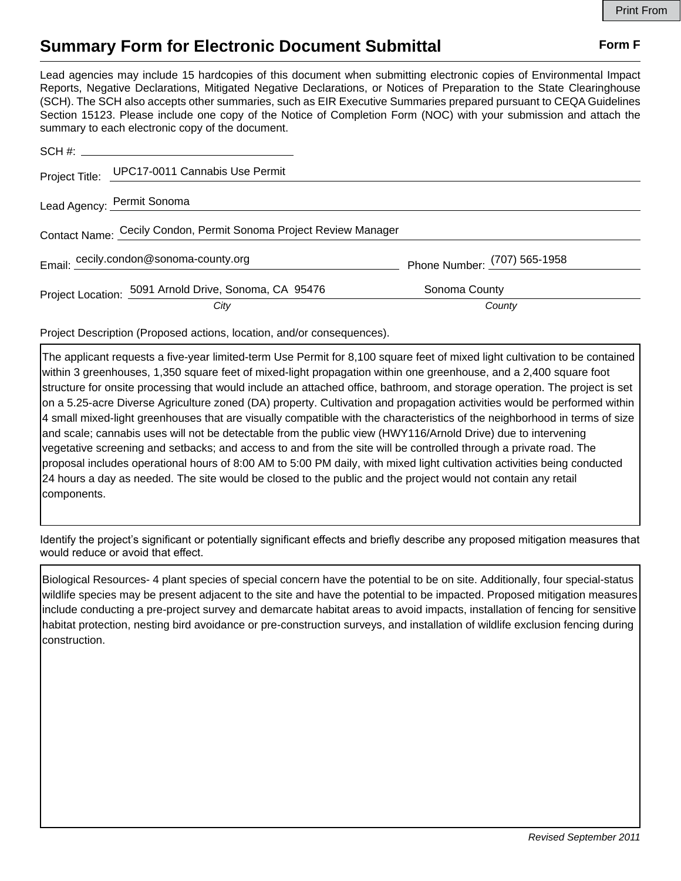Print From

# Summary Form for Electronic Document Submittal

**Form F**

Lead agencies may include 15 hardcopies of this document when submitting electronic copies of Environmental Impact Reports, Negative Declarations, Mitigated Negative Declarations, or Notices of Preparation to the State Clearinghouse (SCH). The SCH also accepts other summaries, such as EIR Executive Summaries prepared pursuant to CEQA Guidelines Section 15123. Please include one copy of the Notice of Completion Form (NOC) with your submission and attach the summary to each electronic copy of the document.

SCH #: ______________________

Project Title: UPC17-0011 Cannabis Use Permit

Lead Agency: Permit Sonoma

Contact Name: Cecily Condon, Permit Sonoma Project Review Manager

Email: cecily.condon@sonoma-county.org

Phone Number: (707) 565-1958

Project Location: 5091 Arnold Drive, Sonoma, CA 95476 (*City*) — Sonoma County (*County*)

Project Description (Proposed actions, location, and/or consequences).

The applicant requests a five-year limited-term Use Permit for 8,100 square feet of mixed light cultivation to be contained within 3 greenhouses, 1,350 square feet of mixed-light propagation within one greenhouse, and a 2,400 square foot structure for onsite processing that would include an attached office, bathroom, and storage operation. The project is set on a 5.25-acre Diverse Agriculture zoned (DA) property. Cultivation and propagation activities would be performed within 4 small mixed-light greenhouses that are visually compatible with the characteristics of the neighborhood in terms of size and scale; cannabis uses will not be detectable from the public view (HWY116/Arnold Drive) due to intervening vegetative screening and setbacks; and access to and from the site will be controlled through a private road. The proposal includes operational hours of 8:00 AM to 5:00 PM daily, with mixed light cultivation activities being conducted 24 hours a day as needed. The site would be closed to the public and the project would not contain any retail components.

Identify the project's significant or potentially significant effects and briefly describe any proposed mitigation measures that would reduce or avoid that effect.

Biological Resources- 4 plant species of special concern have the potential to be on site. Additionally, four special-status wildlife species may be present adjacent to the site and have the potential to be impacted. Proposed mitigation measures include conducting a pre-project survey and demarcate habitat areas to avoid impacts, installation of fencing for sensitive habitat protection, nesting bird avoidance or pre-construction surveys, and installation of wildlife exclusion fencing during construction.

*Revised September 2011*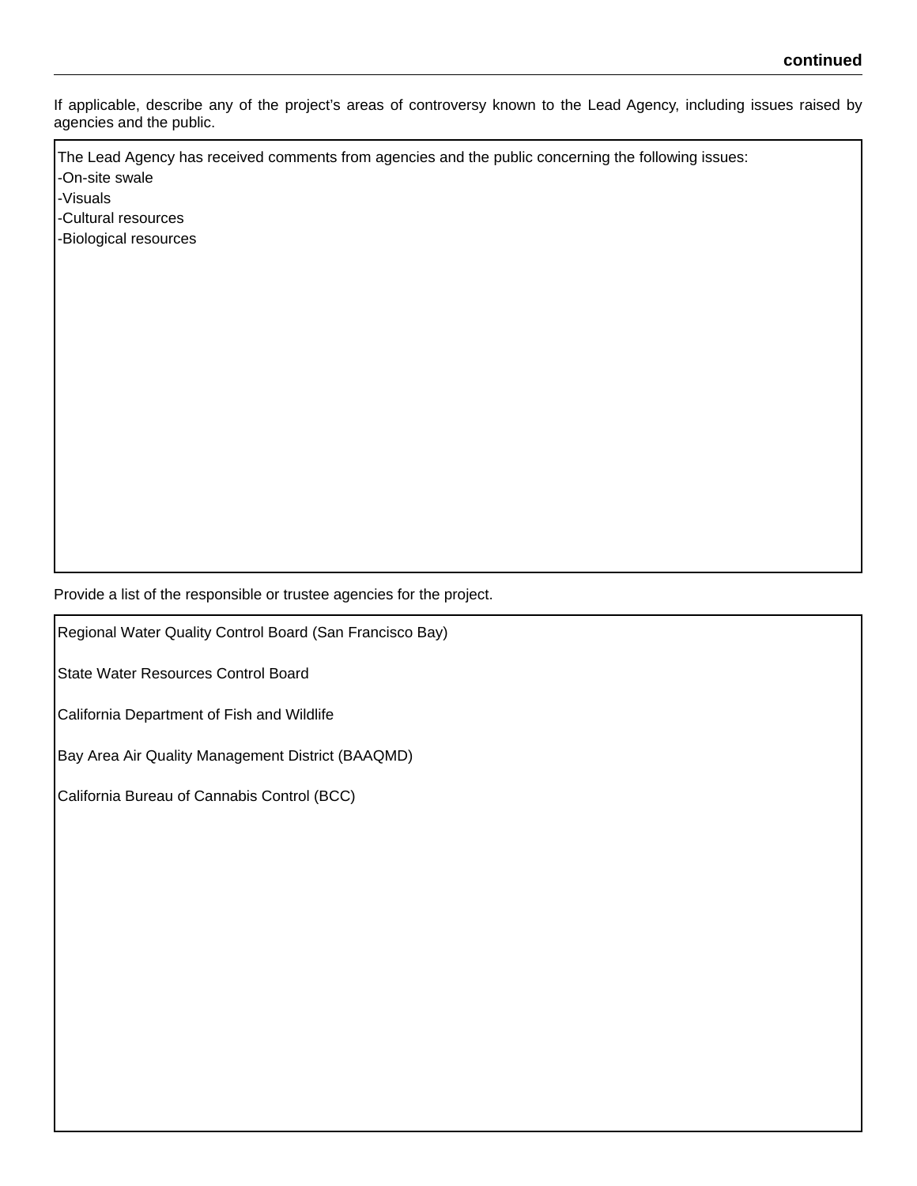**continued**

If applicable, describe any of the project's areas of controversy known to the Lead Agency, including issues raised by agencies and the public.

The Lead Agency has received comments from agencies and the public concerning the following issues:
- On-site swale
- Visuals
- Cultural resources
- Biological resources

Provide a list of the responsible or trustee agencies for the project.

Regional Water Quality Control Board (San Francisco Bay)

State Water Resources Control Board

California Department of Fish and Wildlife

Bay Area Air Quality Management District (BAAQMD)

California Bureau of Cannabis Control (BCC)